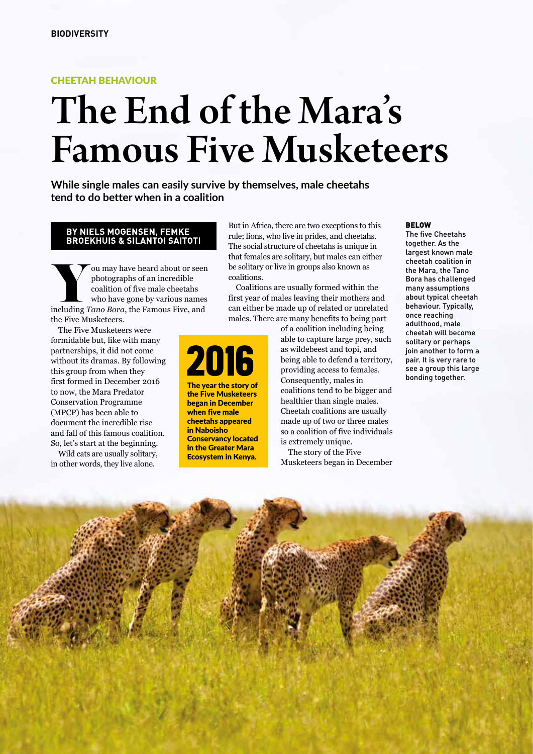**BIODIVERSITY**

CHEETAH BEHAVIOUR

# The End of the Mara's Famous Five Musketeers

**While single males can easily survive by themselves, male cheetahs tend to do better when in a coalition**

**BY NIELS MOGENSEN, FEMKE BROEKHUIS & SILANTOI SAITOTI**

You may have heard about or seen photographs of an incredible coalition of five male cheetahs who have gone by various names including *Tano Bora*, the Famous Five, and the Five Musketeers.

The Five Musketeers were formidable but, like with many partnerships, it did not come without its dramas. By following this group from when they first formed in December 2016 to now, the Mara Predator Conservation Programme (MPCP) has been able to document the incredible rise and fall of this famous coalition. So, let's start at the beginning.

Wild cats are usually solitary, in other words, they live alone. But in Africa, there are two exceptions to this rule; lions, who live in prides, and cheetahs. The social structure of cheetahs is unique in that females are solitary, but males can either be solitary or live in groups also known as coalitions.

Coalitions are usually formed within the first year of males leaving their mothers and can either be made up of related or unrelated males. There are many benefits to being part of a coalition including being able to capture large prey, such as wildebeest and topi, and being able to defend a territory, providing access to females. Consequently, males in coalitions tend to be bigger and healthier than single males. Cheetah coalitions are usually made up of two or three males so a coalition of five individuals is extremely unique.

The story of the Five Musketeers began in December

**2016**

**The year the story of the Five Musketeers began in December when five male cheetahs appeared in Naboisho Conservancy located in the Greater Mara Ecosystem in Kenya.**

**BELOW**
The five Cheetahs together. As the largest known male cheetah coalition in the Mara, the Tano Bora has challenged many assumptions about typical cheetah behaviour. Typically, once reaching adulthood, male cheetah will become solitary or perhaps join another to form a pair. It is very rare to see a group this large bonding together.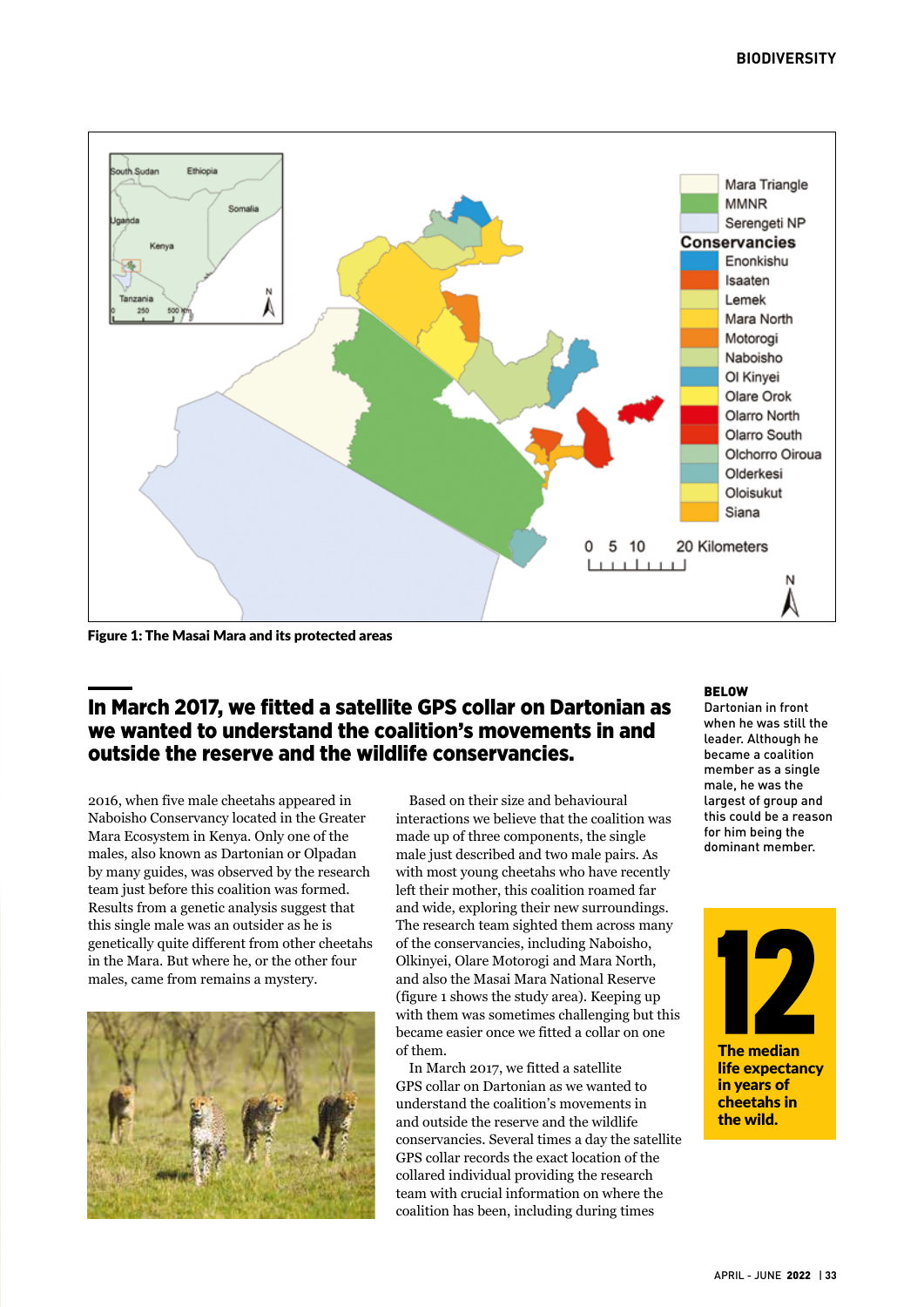Mara Triangle
MMNR
Serengeti NP
Conservancies
Enonkishu
Isaaten
Lemek
Mara North
Motorogi
Naboisho
Ol Kinyei
Olare Orok
Olarro North
Olarro South
Olchorro Oiroua
Olderkesi
Oloisukut
Siana

0 5 10 20 Kilometers

N

South Sudan
Ethiopia
Somalia
Uganda
Kenya
Tanzania
0 250 500 km
N

Figure 1: The Masai Mara and its protected areas

## In March 2017, we fitted a satellite GPS collar on Dartonian as we wanted to understand the coalition's movements in and outside the reserve and the wildlife conservancies.

2016, when five male cheetahs appeared in Naboisho Conservancy located in the Greater Mara Ecosystem in Kenya. Only one of the males, also known as Dartonian or Olpadan by many guides, was observed by the research team just before this coalition was formed. Results from a genetic analysis suggest that this single male was an outsider as he is genetically quite different from other cheetahs in the Mara. But where he, or the other four males, came from remains a mystery.

Based on their size and behavioural interactions we believe that the coalition was made up of three components, the single male just described and two male pairs. As with most young cheetahs who have recently left their mother, this coalition roamed far and wide, exploring their new surroundings. The research team sighted them across many of the conservancies, including Naboisho, Olkinyei, Olare Motorogi and Mara North, and also the Masai Mara National Reserve (figure 1 shows the study area). Keeping up with them was sometimes challenging but this became easier once we fitted a collar on one of them.

In March 2017, we fitted a satellite GPS collar on Dartonian as we wanted to understand the coalition's movements in and outside the reserve and the wildlife conservancies. Several times a day the satellite GPS collar records the exact location of the collared individual providing the research team with crucial information on where the coalition has been, including during times

**BELOW**
Dartonian in front when he was still the leader. Although he became a coalition member as a single male, he was the largest of group and this could be a reason for him being the dominant member.

**12**
**The median life expectancy in years of cheetahs in the wild.**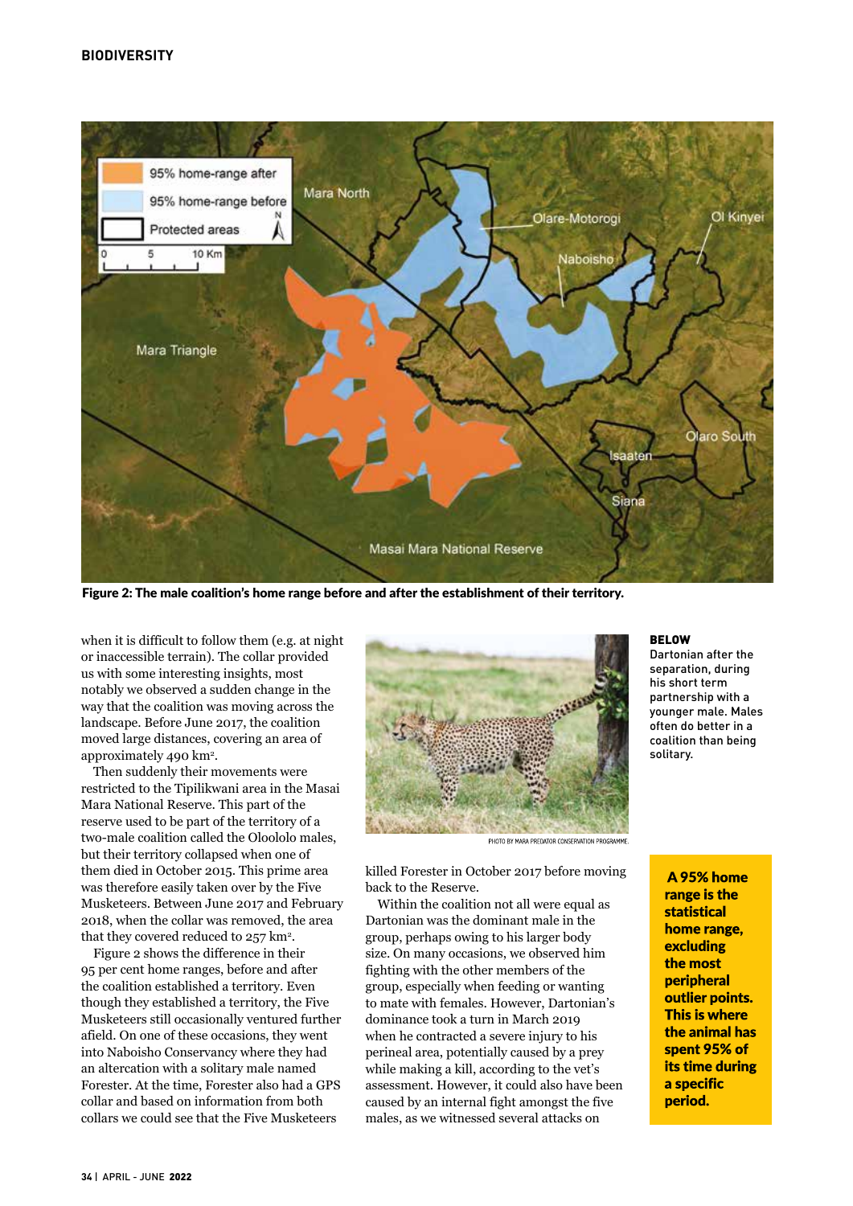Figure 2: The male coalition's home range before and after the establishment of their territory.

when it is difficult to follow them (e.g. at night or inaccessible terrain). The collar provided us with some interesting insights, most notably we observed a sudden change in the way that the coalition was moving across the landscape. Before June 2017, the coalition moved large distances, covering an area of approximately 490 km².

Then suddenly their movements were restricted to the Tipilikwani area in the Masai Mara National Reserve. This part of the reserve used to be part of the territory of a two-male coalition called the Ololooloo males, but their territory collapsed when one of them died in October 2015. This prime area was therefore easily taken over by the Five Musketeers. Between June 2017 and February 2018, when the collar was removed, the area that they covered reduced to 257 km².

Figure 2 shows the difference in their 95 per cent home ranges, before and after the coalition established a territory. Even though they established a territory, the Five Musketeers still occasionally ventured further afield. On one of these occasions, they went into Naboisho Conservancy where they had an altercation with a solitary male named Forester. At the time, Forester also had a GPS collar and based on information from both collars we could see that the Five Musketeers killed Forester in October 2017 before moving back to the Reserve.

Within the coalition not all were equal as Dartonian was the dominant male in the group, perhaps owing to his larger body size. On many occasions, we observed him fighting with the other members of the group, especially when feeding or wanting to mate with females. However, Dartonian's dominance took a turn in March 2019 when he contracted a severe injury to his perineal area, potentially caused by a prey while making a kill, according to the vet's assessment. However, it could also have been caused by an internal fight amongst the five males, as we witnessed several attacks on

PHOTO BY MARA PREDATOR CONSERVATION PROGRAMME.

**BELOW** Dartonian after the separation, during his short term partnership with a younger male. Males often do better in a coalition than being solitary.

**A 95% home range is the statistical home range, excluding the most peripheral outlier points. This is where the animal has spent 95% of its time during a specific period.**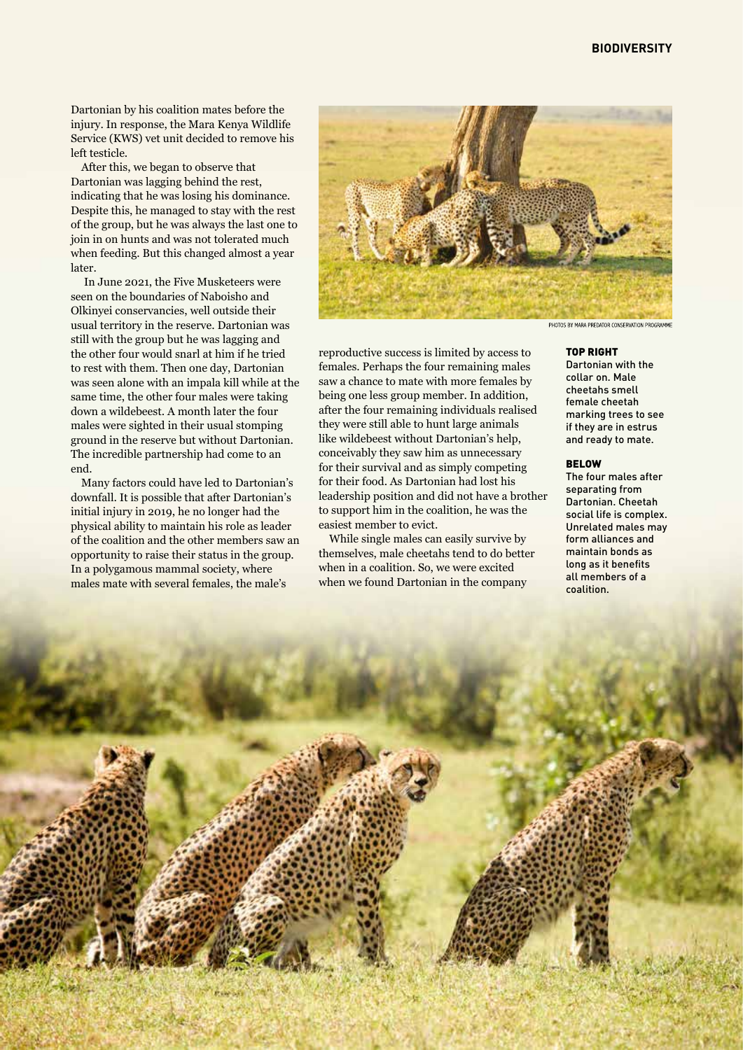Dartonian by his coalition mates before the injury. In response, the Mara Kenya Wildlife Service (KWS) vet unit decided to remove his left testicle.

After this, we began to observe that Dartonian was lagging behind the rest, indicating that he was losing his dominance. Despite this, he managed to stay with the rest of the group, but he was always the last one to join in on hunts and was not tolerated much when feeding. But this changed almost a year later.

In June 2021, the Five Musketeers were seen on the boundaries of Naboisho and Olkinyei conservancies, well outside their usual territory in the reserve. Dartonian was still with the group but he was lagging and the other four would snarl at him if he tried to rest with them. Then one day, Dartonian was seen alone with an impala kill while at the same time, the other four males were taking down a wildebeest. A month later the four males were sighted in their usual stomping ground in the reserve but without Dartonian. The incredible partnership had come to an end.

Many factors could have led to Dartonian's downfall. It is possible that after Dartonian's initial injury in 2019, he no longer had the physical ability to maintain his role as leader of the coalition and the other members saw an opportunity to raise their status in the group. In a polygamous mammal society, where males mate with several females, the male's reproductive success is limited by access to females. Perhaps the four remaining males saw a chance to mate with more females by being one less group member. In addition, after the four remaining individuals realised they were still able to hunt large animals like wildebeest without Dartonian's help, conceivably they saw him as unnecessary for their survival and as simply competing for their food. As Dartonian had lost his leadership position and did not have a brother to support him in the coalition, he was the easiest member to evict.

While single males can easily survive by themselves, male cheetahs tend to do better when in a coalition. So, we were excited when we found Dartonian in the company

PHOTOS BY MARA PREDATOR CONSERVATION PROGRAMME

**TOP RIGHT**
Dartonian with the collar on. Male cheetahs smell female cheetah marking trees to see if they are in estrus and ready to mate.

**BELOW**
The four males after separating from Dartonian. Cheetah social life is complex. Unrelated males may form alliances and maintain bonds as long as it benefits all members of a coalition.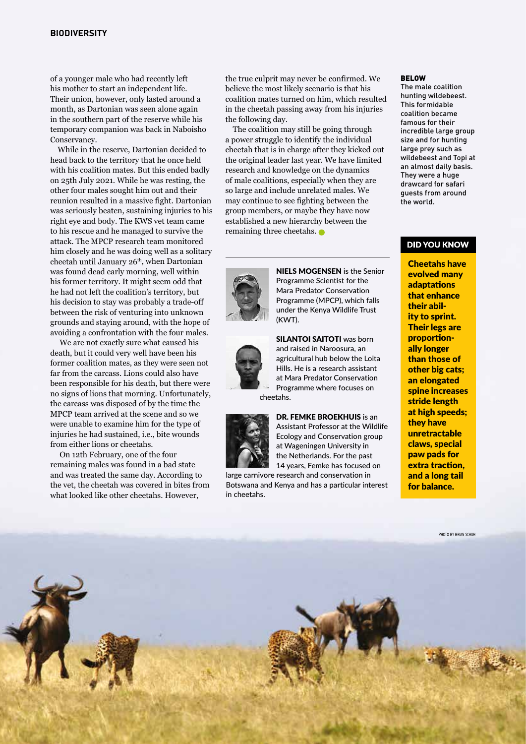of a younger male who had recently left his mother to start an independent life. Their union, however, only lasted around a month, as Dartonian was seen alone again in the southern part of the reserve while his temporary companion was back in Naboisho Conservancy.

While in the reserve, Dartonian decided to head back to the territory that he once held with his coalition mates. But this ended badly on 25th July 2021. While he was resting, the other four males sought him out and their reunion resulted in a massive fight. Dartonian was seriously beaten, sustaining injuries to his right eye and body. The KWS vet team came to his rescue and he managed to survive the attack. The MPCP research team monitored him closely and he was doing well as a solitary cheetah until January 26th, when Dartonian was found dead early morning, well within his former territory. It might seem odd that he had not left the coalition's territory, but his decision to stay was probably a trade-off between the risk of venturing into unknown grounds and staying around, with the hope of avoiding a confrontation with the four males.

We are not exactly sure what caused his death, but it could very well have been his former coalition mates, as they were seen not far from the carcass. Lions could also have been responsible for his death, but there were no signs of lions that morning. Unfortunately, the carcass was disposed of by the time the MPCP team arrived at the scene and so we were unable to examine him for the type of injuries he had sustained, i.e., bite wounds from either lions or cheetahs.

On 12th February, one of the four remaining males was found in a bad state and was treated the same day. According to the vet, the cheetah was covered in bites from what looked like other cheetahs. However, the true culprit may never be confirmed. We believe the most likely scenario is that his coalition mates turned on him, which resulted in the cheetah passing away from his injuries the following day.

The coalition may still be going through a power struggle to identify the individual cheetah that is in charge after they kicked out the original leader last year. We have limited research and knowledge on the dynamics of male coalitions, especially when they are so large and include unrelated males. We may continue to see fighting between the remaining three cheetahs, or maybe they have now established a new hierarchy between the remaining three cheetahs.

**NIELS MOGENSEN** is the Senior Programme Scientist for the Mara Predator Conservation Programme (MPCP), which falls under the Kenya Wildlife Trust (KWT).

**SILANTOI SAITOTI** was born and raised in Naroosura, an agricultural hub below the Loita Hills. He is a research assistant at Mara Predator Conservation Programme where focuses on cheetahs.

**DR. FEMKE BROEKHUIS** is an Assistant Professor at the Wildlife Ecology and Conservation group at Wageningen University in the Netherlands. For the past 14 years, Femke has focused on large carnivore research and conservation in Botswana and Kenya and has a particular interest in cheetahs.

**BELOW**
The male coalition hunting wildebeest. This formidable coalition became famous for their incredible large group size and for hunting large prey such as wildebeest and Topi at an almost daily basis. They were a huge drawcard for safari guests from around the world.

**DID YOU KNOW**

**Cheetahs have evolved many adaptations that enhance their ability to sprint. Their legs are proportionally longer than those of other big cats; an elongated spine increases stride length at high speeds; they have unretractable claws, special paw pads for extra traction, and a long tail for balance.**

PHOTO BY BRIAN SCHUH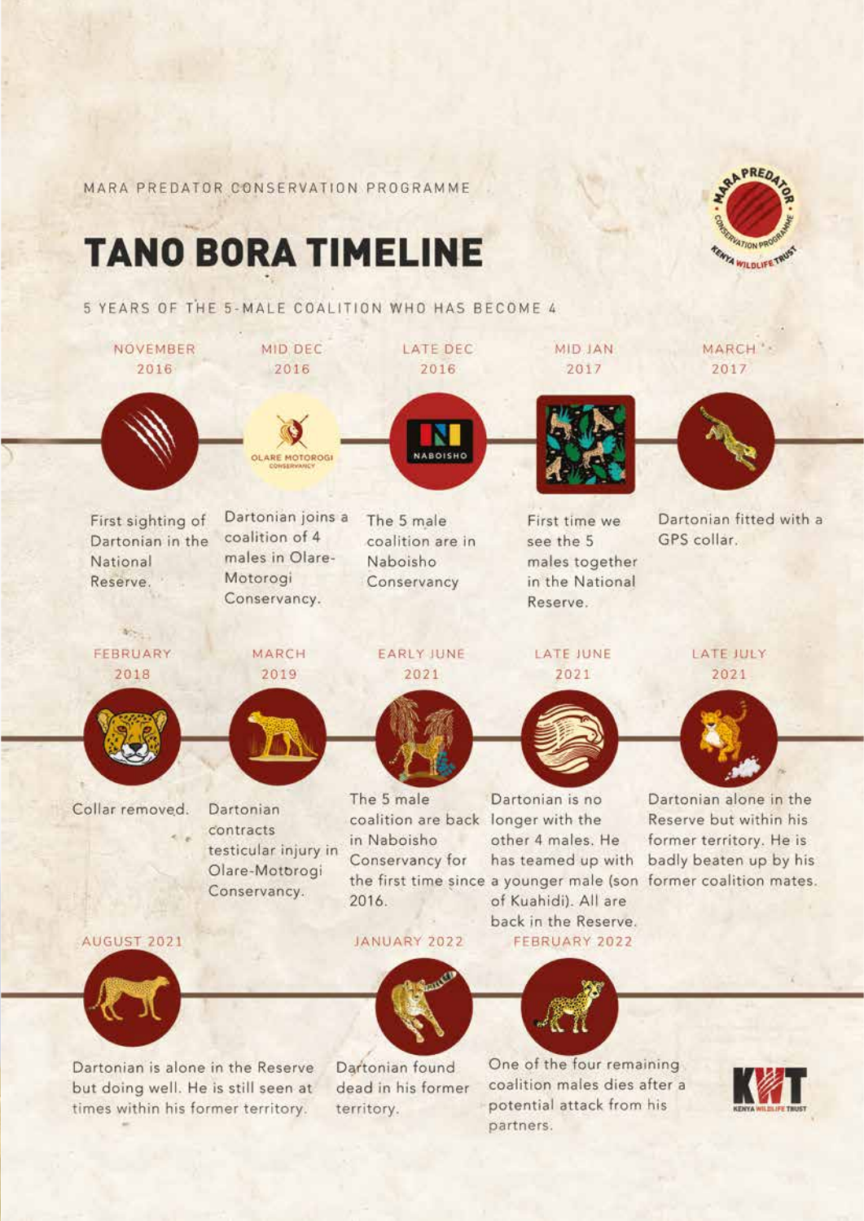MARA PREDATOR CONSERVATION PROGRAMME

# TANO BORA TIMELINE

5 YEARS OF THE 5-MALE COALITION WHO HAS BECOME 4

**NOVEMBER 2016**

First sighting of Dartonian in the National Reserve.

**MID DEC 2016**

OLARE MOTOROGI CONSERVANCY

Dartonian joins a coalition of 4 males in Olare-Motorogi Conservancy.

**LATE DEC 2016**

NABOISHO

The 5 male coalition are in Naboisho Conservancy

**MID JAN 2017**

First time we see the 5 males together in the National Reserve.

**MARCH 2017**

Dartonian fitted with a GPS collar.

**FEBRUARY 2018**

Collar removed.

**MARCH 2019**

Dartonian contracts testicular injury in Olare-Motorogi Conservancy.

**EARLY JUNE 2021**

The 5 male coalition are back in Naboisho Conservancy for the first time since 2016.

**LATE JUNE 2021**

Dartonian is no longer with the other 4 males. He has teamed up with a younger male (son of Kuahidi). All are back in the Reserve.

**LATE JULY 2021**

Dartonian alone in the Reserve but within his former territory. He is badly beaten up by his former coalition mates.

**AUGUST 2021**

Dartonian is alone in the Reserve but doing well. He is still seen at times within his former territory.

**JANUARY 2022**

Dartonian found dead in his former territory.

**FEBRUARY 2022**

One of the four remaining coalition males dies after a potential attack from his partners.

MARA PREDATOR CONSERVATION PROGRAMME – KENYA WILDLIFE TRUST

KWT KENYA WILDLIFE TRUST